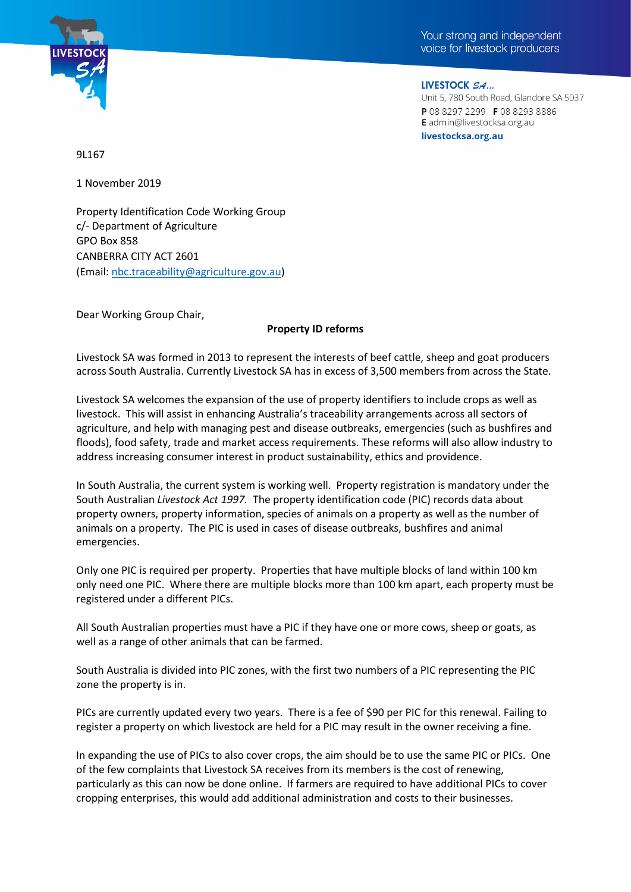Your strong and independent voice for livestock producers

**LIVESTOCK SA...**
Unit 5, 780 South Road, Glandore SA 5037
**P** 08 8297 2299 **F** 08 8293 8886
**E** admin@livestocksa.org.au
**livestocksa.org.au**

9L167

1 November 2019

Property Identification Code Working Group
c/- Department of Agriculture
GPO Box 858
CANBERRA CITY ACT 2601
(Email: nbc.traceability@agriculture.gov.au)

Dear Working Group Chair,

**Property ID reforms**

Livestock SA was formed in 2013 to represent the interests of beef cattle, sheep and goat producers across South Australia. Currently Livestock SA has in excess of 3,500 members from across the State.

Livestock SA welcomes the expansion of the use of property identifiers to include crops as well as livestock. This will assist in enhancing Australia's traceability arrangements across all sectors of agriculture, and help with managing pest and disease outbreaks, emergencies (such as bushfires and floods), food safety, trade and market access requirements. These reforms will also allow industry to address increasing consumer interest in product sustainability, ethics and providence.

In South Australia, the current system is working well. Property registration is mandatory under the South Australian *Livestock Act 1997.* The property identification code (PIC) records data about property owners, property information, species of animals on a property as well as the number of animals on a property. The PIC is used in cases of disease outbreaks, bushfires and animal emergencies.

Only one PIC is required per property. Properties that have multiple blocks of land within 100 km only need one PIC. Where there are multiple blocks more than 100 km apart, each property must be registered under a different PICs.

All South Australian properties must have a PIC if they have one or more cows, sheep or goats, as well as a range of other animals that can be farmed.

South Australia is divided into PIC zones, with the first two numbers of a PIC representing the PIC zone the property is in.

PICs are currently updated every two years. There is a fee of $90 per PIC for this renewal. Failing to register a property on which livestock are held for a PIC may result in the owner receiving a fine.

In expanding the use of PICs to also cover crops, the aim should be to use the same PIC or PICs. One of the few complaints that Livestock SA receives from its members is the cost of renewing, particularly as this can now be done online. If farmers are required to have additional PICs to cover cropping enterprises, this would add additional administration and costs to their businesses.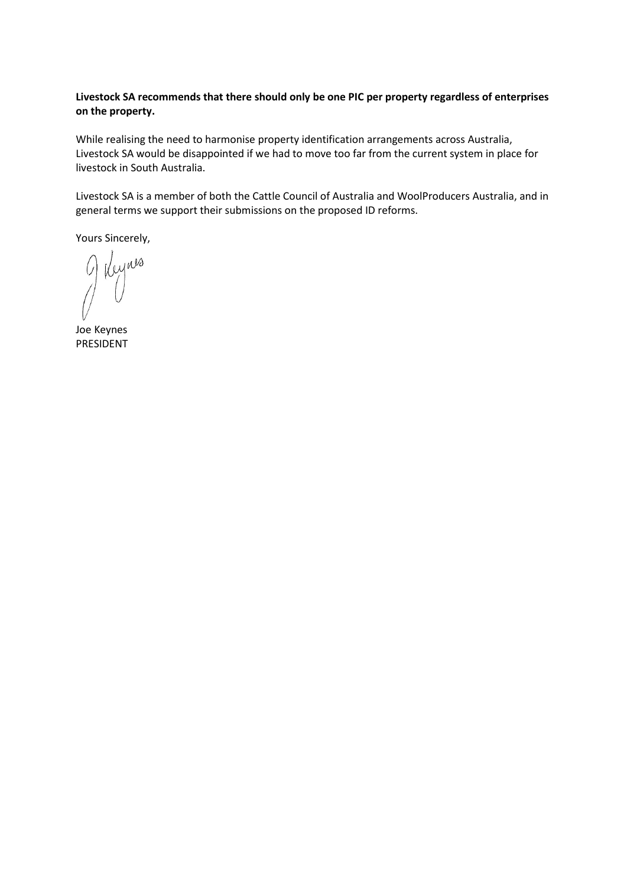**Livestock SA recommends that there should only be one PIC per property regardless of enterprises on the property.**

While realising the need to harmonise property identification arrangements across Australia, Livestock SA would be disappointed if we had to move too far from the current system in place for livestock in South Australia.

Livestock SA is a member of both the Cattle Council of Australia and WoolProducers Australia, and in general terms we support their submissions on the proposed ID reforms.

Yours Sincerely,

Joe Keynes
PRESIDENT